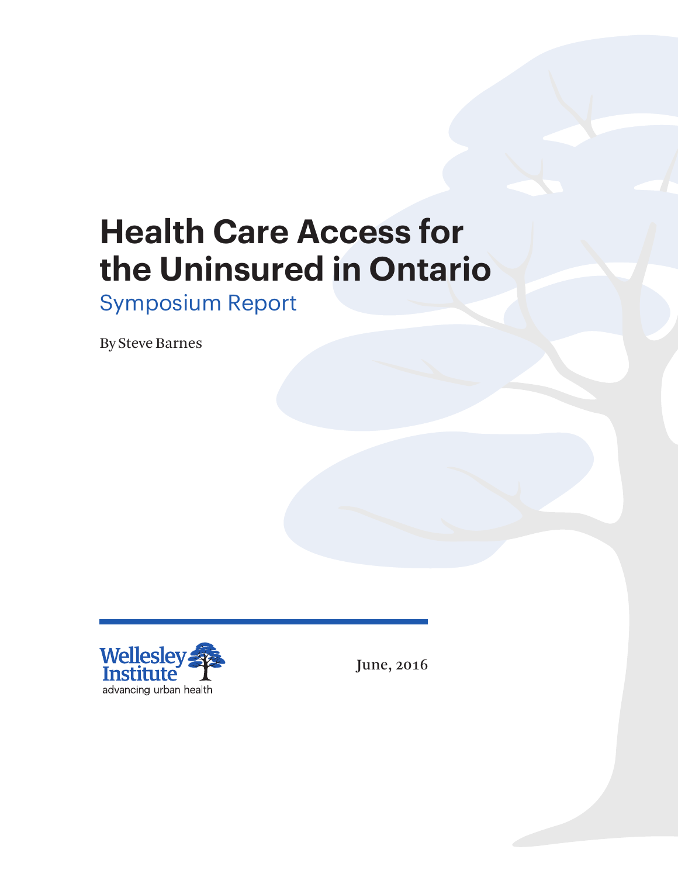# Health Care Access for the Uninsured in Ontario

## Symposium Report

By Steve Barnes

Wellesley Institute
advancing urban health

June, 2016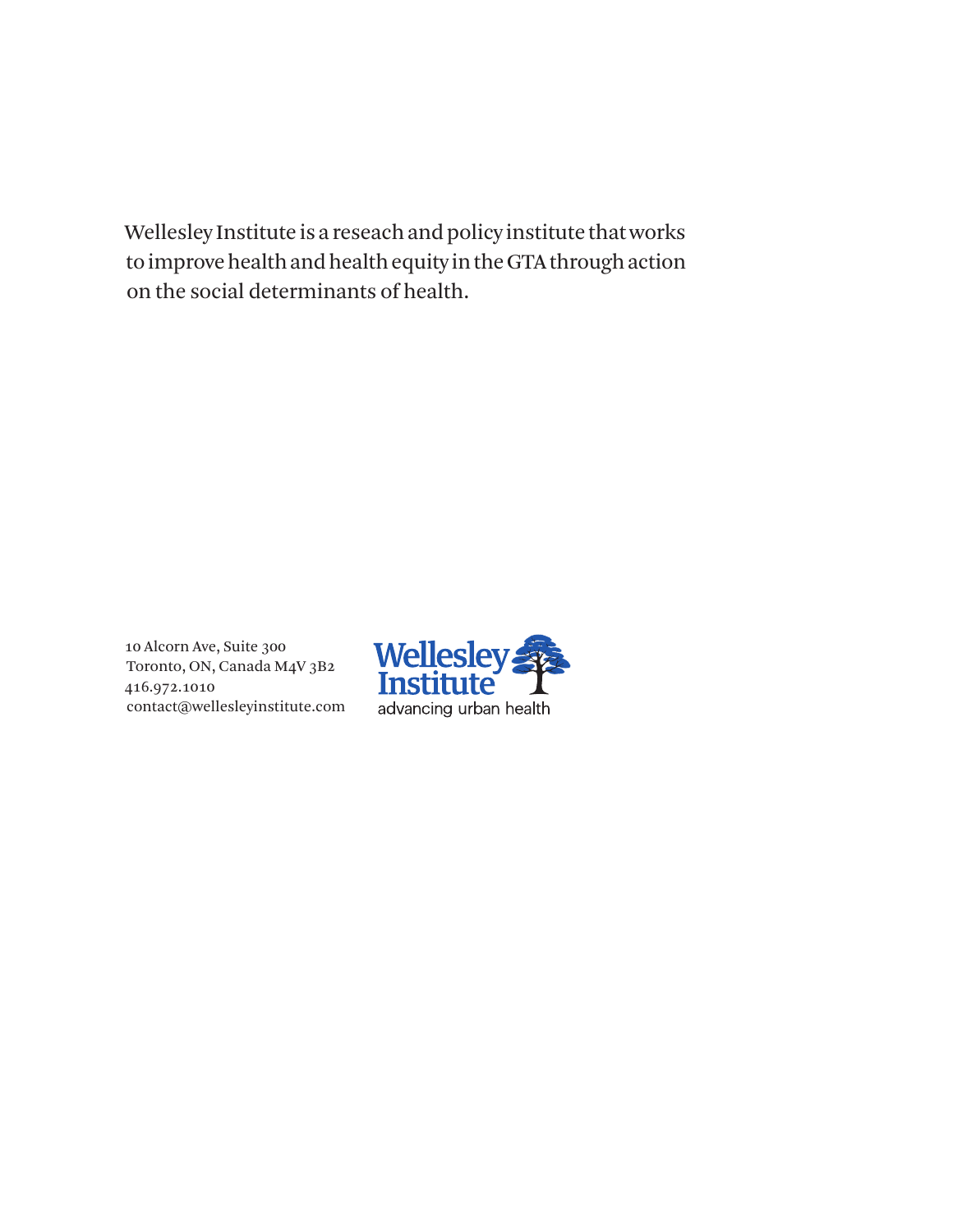Wellesley Institute is a reseach and policy institute that works to improve health and health equity in the GTA through action on the social determinants of health.

10 Alcorn Ave, Suite 300
Toronto, ON, Canada M4V 3B2
416.972.1010
contact@wellesleyinstitute.com

Wellesley Institute
advancing urban health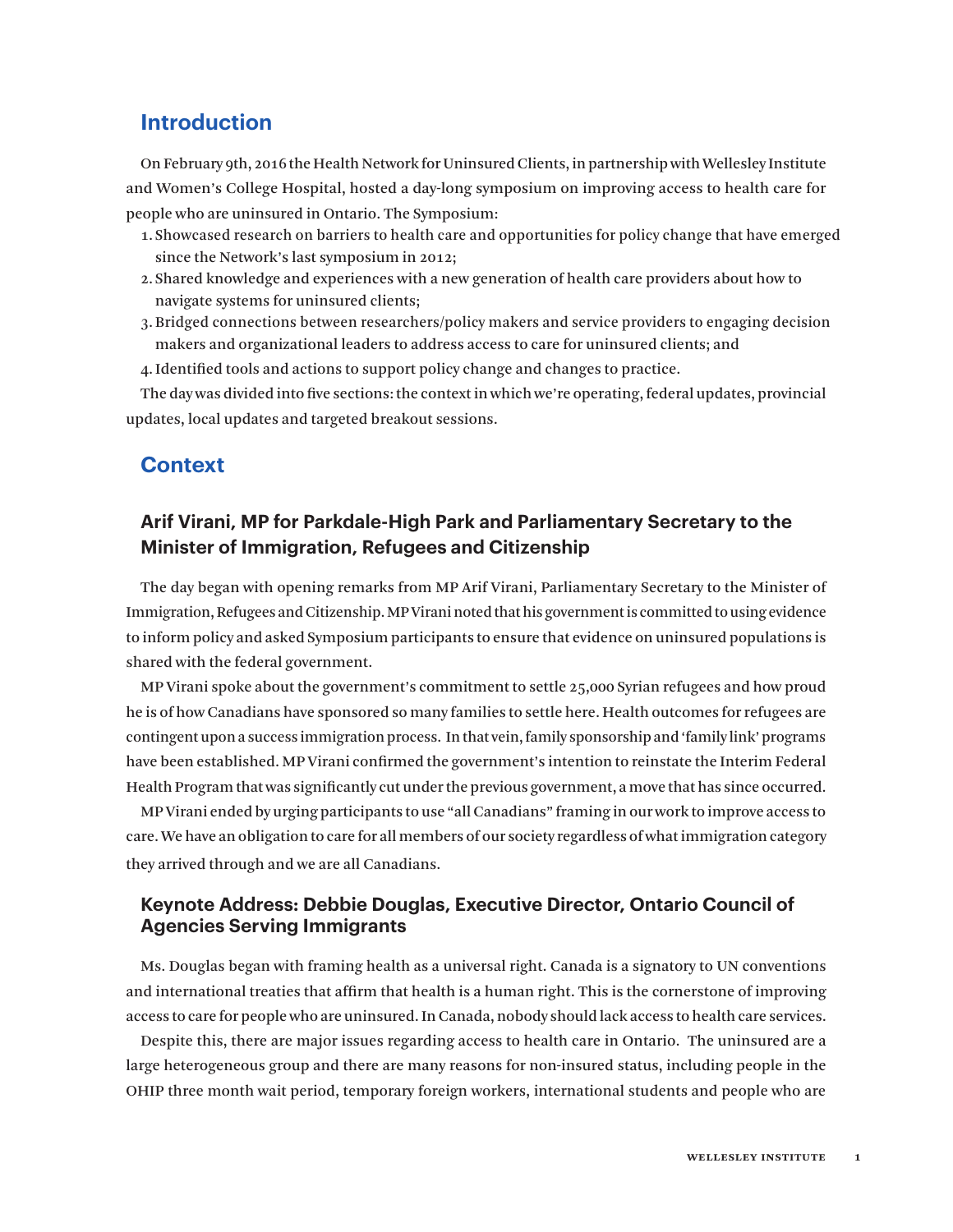## Introduction

On February 9th, 2016 the Health Network for Uninsured Clients, in partnership with Wellesley Institute and Women's College Hospital, hosted a day-long symposium on improving access to health care for people who are uninsured in Ontario. The Symposium:

1. Showcased research on barriers to health care and opportunities for policy change that have emerged since the Network's last symposium in 2012;
2. Shared knowledge and experiences with a new generation of health care providers about how to navigate systems for uninsured clients;
3. Bridged connections between researchers/policy makers and service providers to engaging decision makers and organizational leaders to address access to care for uninsured clients; and
4. Identified tools and actions to support policy change and changes to practice.

The day was divided into five sections: the context in which we're operating, federal updates, provincial updates, local updates and targeted breakout sessions.

## Context

### Arif Virani, MP for Parkdale-High Park and Parliamentary Secretary to the Minister of Immigration, Refugees and Citizenship

The day began with opening remarks from MP Arif Virani, Parliamentary Secretary to the Minister of Immigration, Refugees and Citizenship. MP Virani noted that his government is committed to using evidence to inform policy and asked Symposium participants to ensure that evidence on uninsured populations is shared with the federal government.

MP Virani spoke about the government's commitment to settle 25,000 Syrian refugees and how proud he is of how Canadians have sponsored so many families to settle here. Health outcomes for refugees are contingent upon a success immigration process. In that vein, family sponsorship and 'family link' programs have been established. MP Virani confirmed the government's intention to reinstate the Interim Federal Health Program that was significantly cut under the previous government, a move that has since occurred.

MP Virani ended by urging participants to use "all Canadians" framing in our work to improve access to care. We have an obligation to care for all members of our society regardless of what immigration category they arrived through and we are all Canadians.

### Keynote Address: Debbie Douglas, Executive Director, Ontario Council of Agencies Serving Immigrants

Ms. Douglas began with framing health as a universal right. Canada is a signatory to UN conventions and international treaties that affirm that health is a human right. This is the cornerstone of improving access to care for people who are uninsured. In Canada, nobody should lack access to health care services.

Despite this, there are major issues regarding access to health care in Ontario. The uninsured are a large heterogeneous group and there are many reasons for non-insured status, including people in the OHIP three month wait period, temporary foreign workers, international students and people who are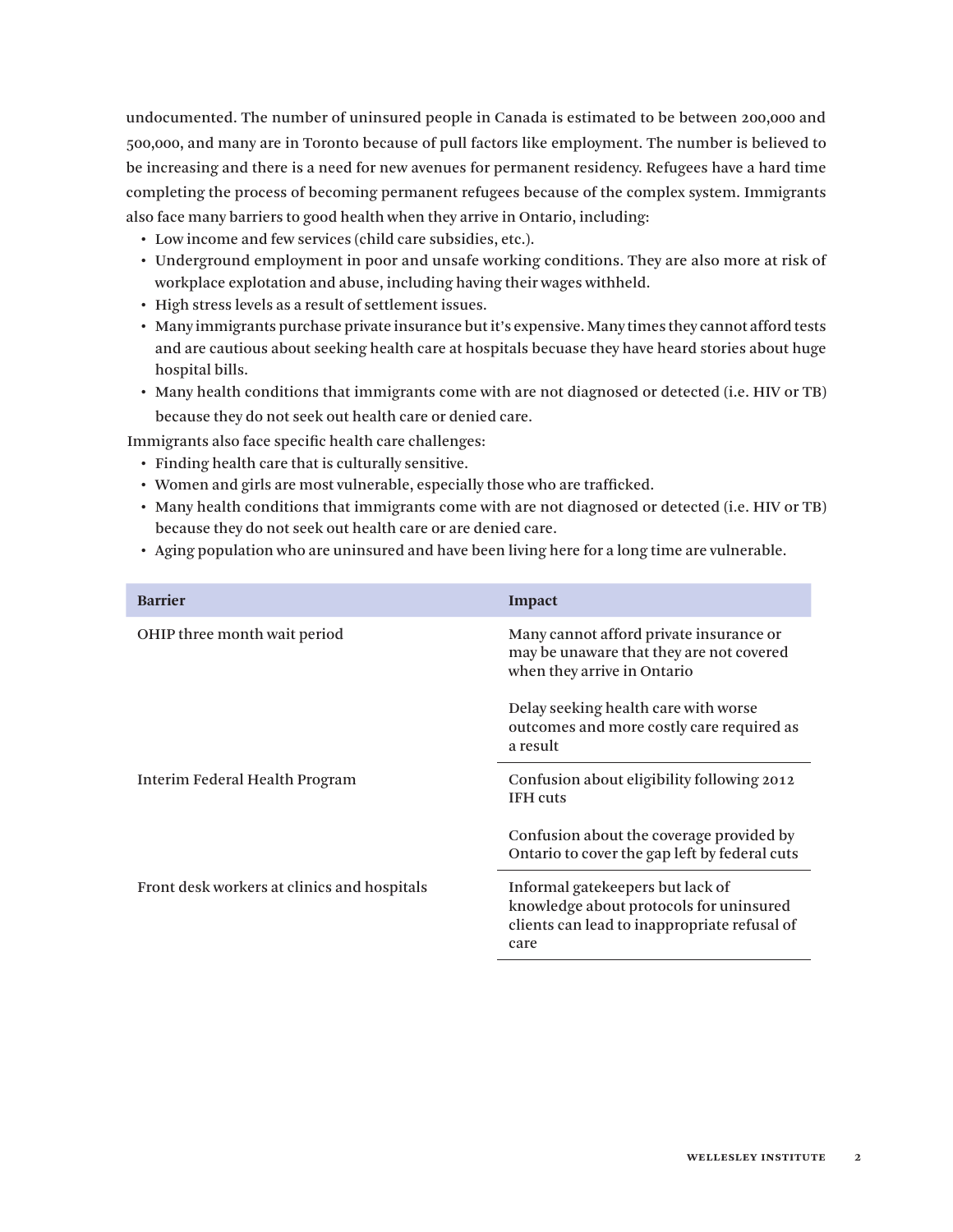undocumented. The number of uninsured people in Canada is estimated to be between 200,000 and 500,000, and many are in Toronto because of pull factors like employment. The number is believed to be increasing and there is a need for new avenues for permanent residency. Refugees have a hard time completing the process of becoming permanent refugees because of the complex system. Immigrants also face many barriers to good health when they arrive in Ontario, including:

- Low income and few services (child care subsidies, etc.).
- Underground employment in poor and unsafe working conditions. They are also more at risk of workplace explotation and abuse, including having their wages withheld.
- High stress levels as a result of settlement issues.
- Many immigrants purchase private insurance but it's expensive. Many times they cannot afford tests and are cautious about seeking health care at hospitals becuase they have heard stories about huge hospital bills.
- Many health conditions that immigrants come with are not diagnosed or detected (i.e. HIV or TB) because they do not seek out health care or denied care.

Immigrants also face specific health care challenges:

- Finding health care that is culturally sensitive.
- Women and girls are most vulnerable, especially those who are trafficked.
- Many health conditions that immigrants come with are not diagnosed or detected (i.e. HIV or TB) because they do not seek out health care or are denied care.
- Aging population who are uninsured and have been living here for a long time are vulnerable.

| Barrier | Impact |
|---|---|
| OHIP three month wait period | Many cannot afford private insurance or may be unaware that they are not covered when they arrive in Ontario |
| | Delay seeking health care with worse outcomes and more costly care required as a result |
| Interim Federal Health Program | Confusion about eligibility following 2012 IFH cuts |
| | Confusion about the coverage provided by Ontario to cover the gap left by federal cuts |
| Front desk workers at clinics and hospitals | Informal gatekeepers but lack of knowledge about protocols for uninsured clients can lead to inappropriate refusal of care |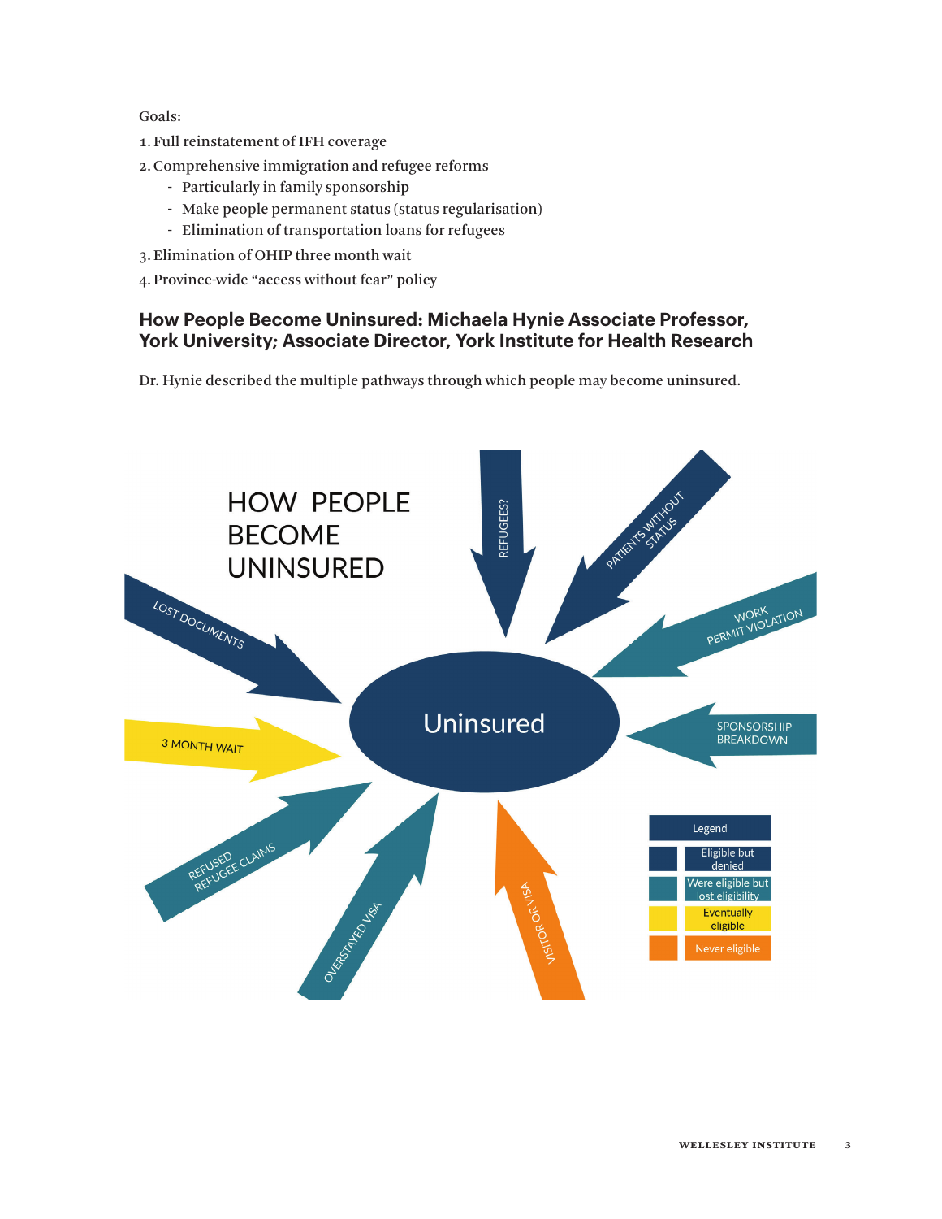Goals:

1. Full reinstatement of IFH coverage
2. Comprehensive immigration and refugee reforms
   - Particularly in family sponsorship
   - Make people permanent status (status regularisation)
   - Elimination of transportation loans for refugees
3. Elimination of OHIP three month wait
4. Province-wide "access without fear" policy

### How People Become Uninsured: Michaela Hynie Associate Professor, York University; Associate Director, York Institute for Health Research

Dr. Hynie described the multiple pathways through which people may become uninsured.

HOW PEOPLE BECOME UNINSURED

Uninsured

- REFUGEES?
- PATIENTS WITHOUT STATUS
- WORK PERMIT VIOLATION
- SPONSORSHIP BREAKDOWN
- VISITOR OR VISA
- OVERSTAYED VISA
- REFUSED REFUGEE CLAIMS
- 3 MONTH WAIT
- LOST DOCUMENTS

Legend

- Eligible but denied
- Were eligible but lost eligibility
- Eventually eligible
- Never eligible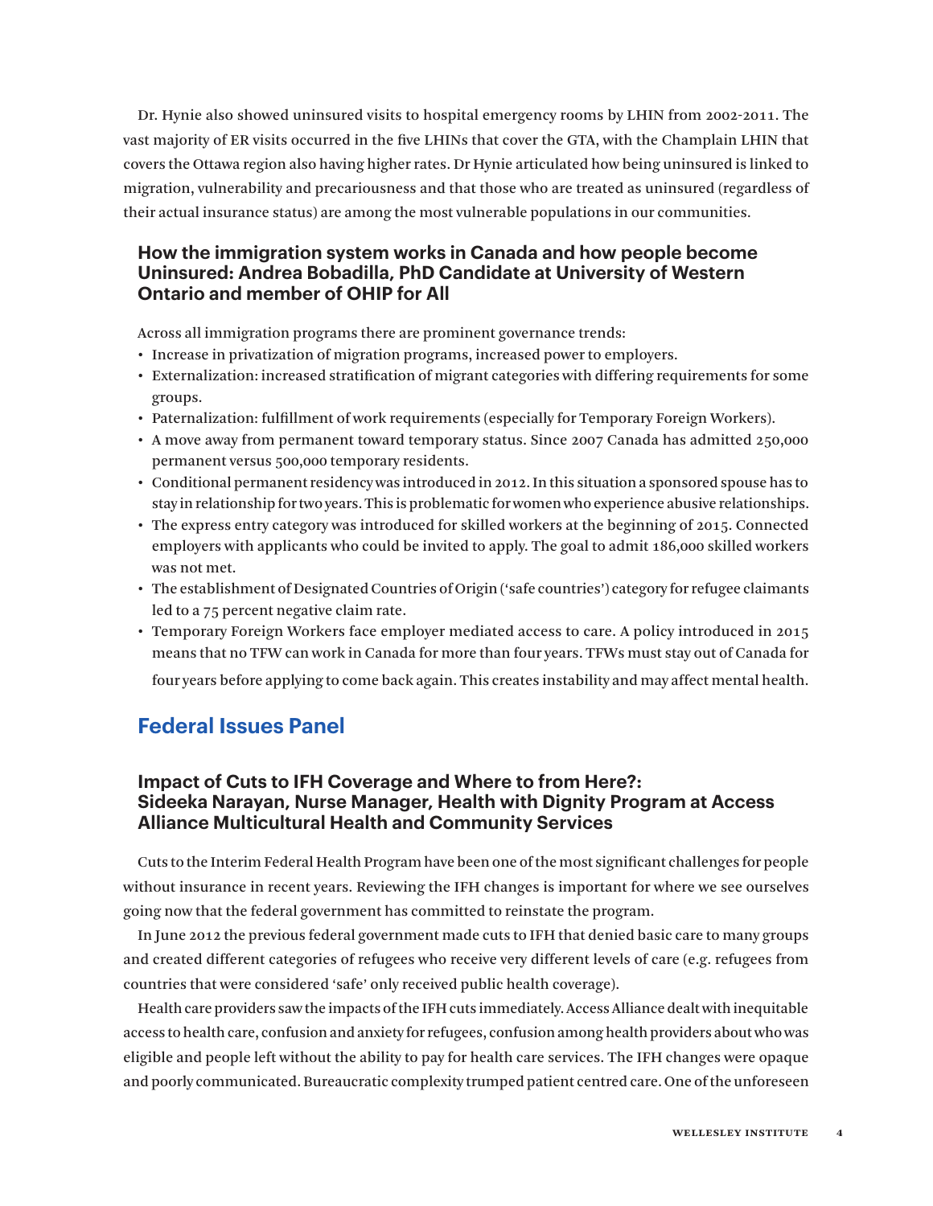Dr. Hynie also showed uninsured visits to hospital emergency rooms by LHIN from 2002-2011. The vast majority of ER visits occurred in the five LHINs that cover the GTA, with the Champlain LHIN that covers the Ottawa region also having higher rates. Dr Hynie articulated how being uninsured is linked to migration, vulnerability and precariousness and that those who are treated as uninsured (regardless of their actual insurance status) are among the most vulnerable populations in our communities.

### How the immigration system works in Canada and how people become Uninsured: Andrea Bobadilla, PhD Candidate at University of Western Ontario and member of OHIP for All

Across all immigration programs there are prominent governance trends:

- Increase in privatization of migration programs, increased power to employers.
- Externalization: increased stratification of migrant categories with differing requirements for some groups.
- Paternalization: fulfillment of work requirements (especially for Temporary Foreign Workers).
- A move away from permanent toward temporary status. Since 2007 Canada has admitted 250,000 permanent versus 500,000 temporary residents.
- Conditional permanent residency was introduced in 2012. In this situation a sponsored spouse has to stay in relationship for two years. This is problematic for women who experience abusive relationships.
- The express entry category was introduced for skilled workers at the beginning of 2015. Connected employers with applicants who could be invited to apply. The goal to admit 186,000 skilled workers was not met.
- The establishment of Designated Countries of Origin ('safe countries') category for refugee claimants led to a 75 percent negative claim rate.
- Temporary Foreign Workers face employer mediated access to care. A policy introduced in 2015 means that no TFW can work in Canada for more than four years. TFWs must stay out of Canada for four years before applying to come back again. This creates instability and may affect mental health.

## Federal Issues Panel

### Impact of Cuts to IFH Coverage and Where to from Here?: Sideeka Narayan, Nurse Manager, Health with Dignity Program at Access Alliance Multicultural Health and Community Services

Cuts to the Interim Federal Health Program have been one of the most significant challenges for people without insurance in recent years. Reviewing the IFH changes is important for where we see ourselves going now that the federal government has committed to reinstate the program.

In June 2012 the previous federal government made cuts to IFH that denied basic care to many groups and created different categories of refugees who receive very different levels of care (e.g. refugees from countries that were considered 'safe' only received public health coverage).

Health care providers saw the impacts of the IFH cuts immediately. Access Alliance dealt with inequitable access to health care, confusion and anxiety for refugees, confusion among health providers about who was eligible and people left without the ability to pay for health care services. The IFH changes were opaque and poorly communicated. Bureaucratic complexity trumped patient centred care. One of the unforeseen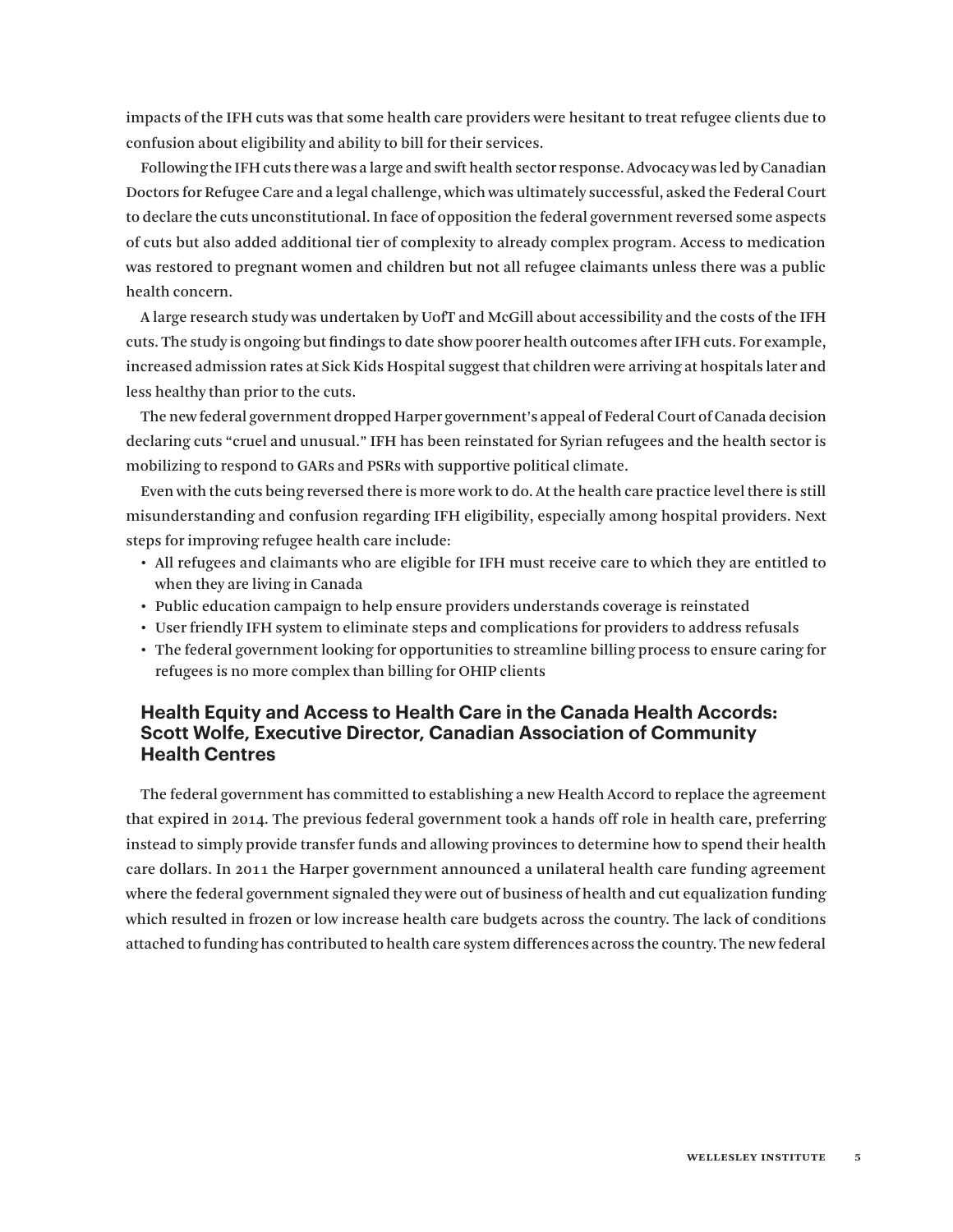impacts of the IFH cuts was that some health care providers were hesitant to treat refugee clients due to confusion about eligibility and ability to bill for their services.

Following the IFH cuts there was a large and swift health sector response. Advocacy was led by Canadian Doctors for Refugee Care and a legal challenge, which was ultimately successful, asked the Federal Court to declare the cuts unconstitutional. In face of opposition the federal government reversed some aspects of cuts but also added additional tier of complexity to already complex program. Access to medication was restored to pregnant women and children but not all refugee claimants unless there was a public health concern.

A large research study was undertaken by UofT and McGill about accessibility and the costs of the IFH cuts. The study is ongoing but findings to date show poorer health outcomes after IFH cuts. For example, increased admission rates at Sick Kids Hospital suggest that children were arriving at hospitals later and less healthy than prior to the cuts.

The new federal government dropped Harper government's appeal of Federal Court of Canada decision declaring cuts "cruel and unusual." IFH has been reinstated for Syrian refugees and the health sector is mobilizing to respond to GARs and PSRs with supportive political climate.

Even with the cuts being reversed there is more work to do. At the health care practice level there is still misunderstanding and confusion regarding IFH eligibility, especially among hospital providers. Next steps for improving refugee health care include:

- All refugees and claimants who are eligible for IFH must receive care to which they are entitled to when they are living in Canada
- Public education campaign to help ensure providers understands coverage is reinstated
- User friendly IFH system to eliminate steps and complications for providers to address refusals
- The federal government looking for opportunities to streamline billing process to ensure caring for refugees is no more complex than billing for OHIP clients

### Health Equity and Access to Health Care in the Canada Health Accords: Scott Wolfe, Executive Director, Canadian Association of Community Health Centres

The federal government has committed to establishing a new Health Accord to replace the agreement that expired in 2014. The previous federal government took a hands off role in health care, preferring instead to simply provide transfer funds and allowing provinces to determine how to spend their health care dollars. In 2011 the Harper government announced a unilateral health care funding agreement where the federal government signaled they were out of business of health and cut equalization funding which resulted in frozen or low increase health care budgets across the country. The lack of conditions attached to funding has contributed to health care system differences across the country. The new federal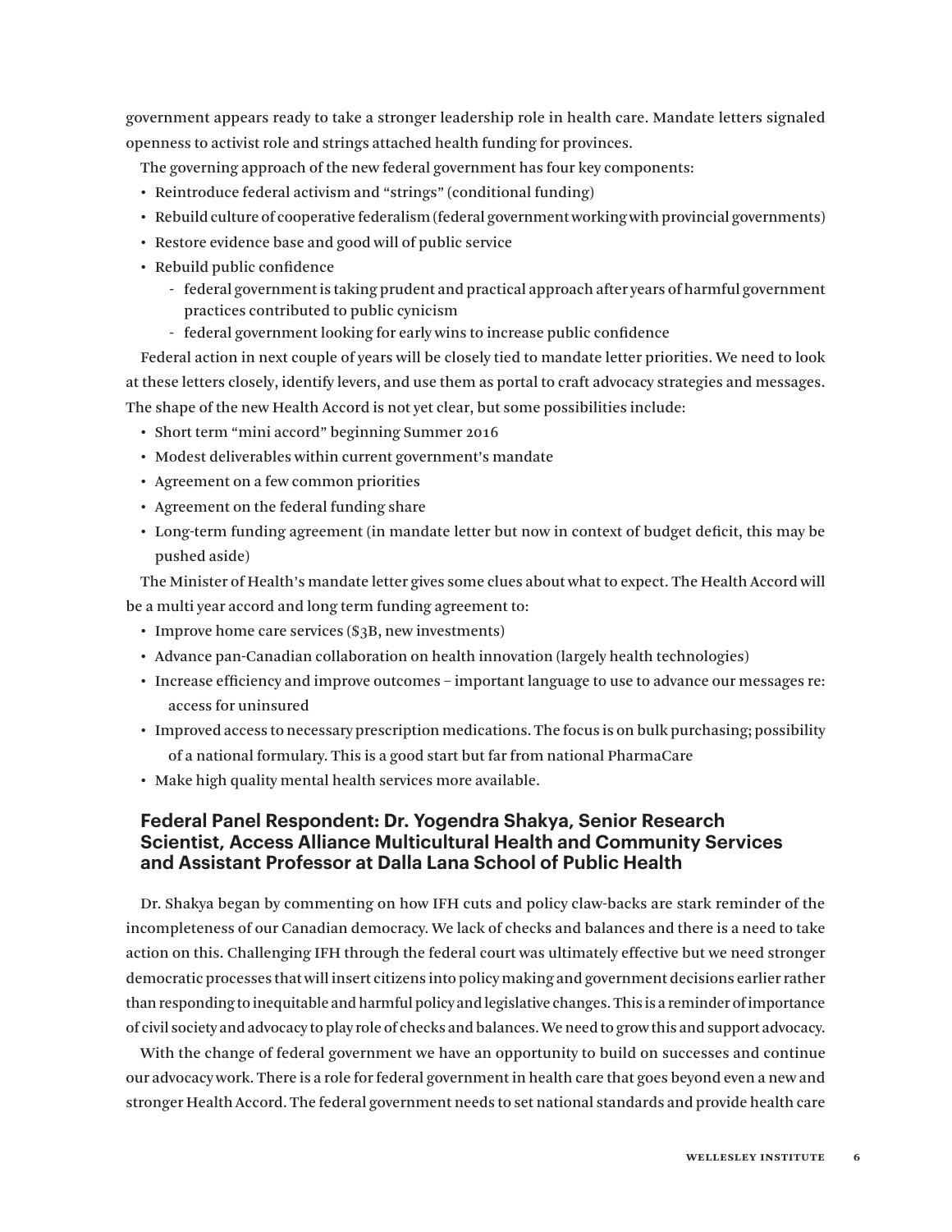government appears ready to take a stronger leadership role in health care. Mandate letters signaled openness to activist role and strings attached health funding for provinces.

The governing approach of the new federal government has four key components:

- Reintroduce federal activism and "strings" (conditional funding)
- Rebuild culture of cooperative federalism (federal government working with provincial governments)
- Restore evidence base and good will of public service
- Rebuild public confidence
    - federal government is taking prudent and practical approach after years of harmful government practices contributed to public cynicism
    - federal government looking for early wins to increase public confidence

Federal action in next couple of years will be closely tied to mandate letter priorities. We need to look at these letters closely, identify levers, and use them as portal to craft advocacy strategies and messages. The shape of the new Health Accord is not yet clear, but some possibilities include:

- Short term "mini accord" beginning Summer 2016
- Modest deliverables within current government's mandate
- Agreement on a few common priorities
- Agreement on the federal funding share
- Long-term funding agreement (in mandate letter but now in context of budget deficit, this may be pushed aside)

The Minister of Health's mandate letter gives some clues about what to expect. The Health Accord will be a multi year accord and long term funding agreement to:

- Improve home care services ($3B, new investments)
- Advance pan-Canadian collaboration on health innovation (largely health technologies)
- Increase efficiency and improve outcomes – important language to use to advance our messages re: access for uninsured
- Improved access to necessary prescription medications. The focus is on bulk purchasing; possibility of a national formulary. This is a good start but far from national PharmaCare
- Make high quality mental health services more available.

## Federal Panel Respondent: Dr. Yogendra Shakya, Senior Research Scientist, Access Alliance Multicultural Health and Community Services and Assistant Professor at Dalla Lana School of Public Health

Dr. Shakya began by commenting on how IFH cuts and policy claw-backs are stark reminder of the incompleteness of our Canadian democracy. We lack of checks and balances and there is a need to take action on this. Challenging IFH through the federal court was ultimately effective but we need stronger democratic processes that will insert citizens into policy making and government decisions earlier rather than responding to inequitable and harmful policy and legislative changes. This is a reminder of importance of civil society and advocacy to play role of checks and balances. We need to grow this and support advocacy.

With the change of federal government we have an opportunity to build on successes and continue our advocacy work. There is a role for federal government in health care that goes beyond even a new and stronger Health Accord. The federal government needs to set national standards and provide health care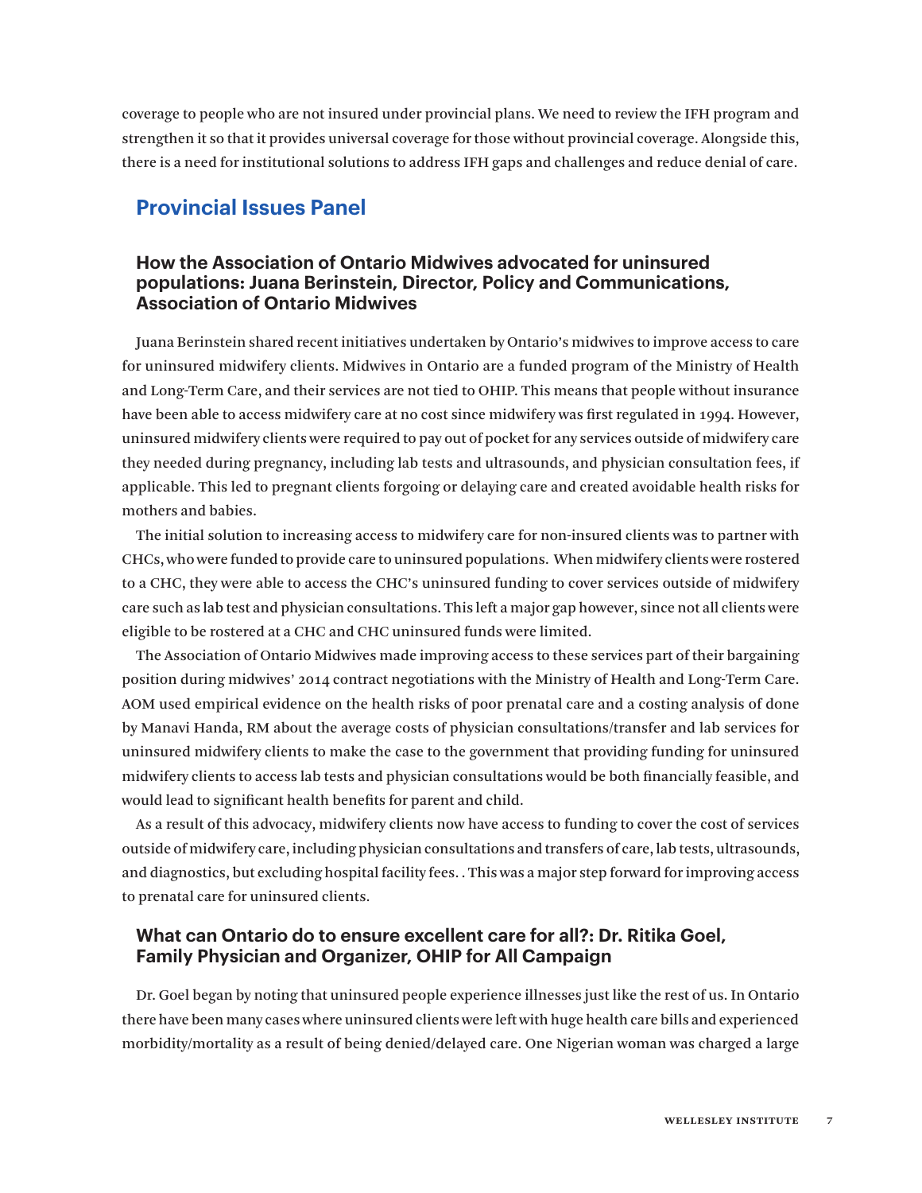coverage to people who are not insured under provincial plans. We need to review the IFH program and strengthen it so that it provides universal coverage for those without provincial coverage. Alongside this, there is a need for institutional solutions to address IFH gaps and challenges and reduce denial of care.

## Provincial Issues Panel

### How the Association of Ontario Midwives advocated for uninsured populations: Juana Berinstein, Director, Policy and Communications, Association of Ontario Midwives

Juana Berinstein shared recent initiatives undertaken by Ontario's midwives to improve access to care for uninsured midwifery clients. Midwives in Ontario are a funded program of the Ministry of Health and Long-Term Care, and their services are not tied to OHIP. This means that people without insurance have been able to access midwifery care at no cost since midwifery was first regulated in 1994. However, uninsured midwifery clients were required to pay out of pocket for any services outside of midwifery care they needed during pregnancy, including lab tests and ultrasounds, and physician consultation fees, if applicable. This led to pregnant clients forgoing or delaying care and created avoidable health risks for mothers and babies.

The initial solution to increasing access to midwifery care for non-insured clients was to partner with CHCs, who were funded to provide care to uninsured populations. When midwifery clients were rostered to a CHC, they were able to access the CHC's uninsured funding to cover services outside of midwifery care such as lab test and physician consultations. This left a major gap however, since not all clients were eligible to be rostered at a CHC and CHC uninsured funds were limited.

The Association of Ontario Midwives made improving access to these services part of their bargaining position during midwives' 2014 contract negotiations with the Ministry of Health and Long-Term Care. AOM used empirical evidence on the health risks of poor prenatal care and a costing analysis of done by Manavi Handa, RM about the average costs of physician consultations/transfer and lab services for uninsured midwifery clients to make the case to the government that providing funding for uninsured midwifery clients to access lab tests and physician consultations would be both financially feasible, and would lead to significant health benefits for parent and child.

As a result of this advocacy, midwifery clients now have access to funding to cover the cost of services outside of midwifery care, including physician consultations and transfers of care, lab tests, ultrasounds, and diagnostics, but excluding hospital facility fees. . This was a major step forward for improving access to prenatal care for uninsured clients.

### What can Ontario do to ensure excellent care for all?: Dr. Ritika Goel, Family Physician and Organizer, OHIP for All Campaign

Dr. Goel began by noting that uninsured people experience illnesses just like the rest of us. In Ontario there have been many cases where uninsured clients were left with huge health care bills and experienced morbidity/mortality as a result of being denied/delayed care. One Nigerian woman was charged a large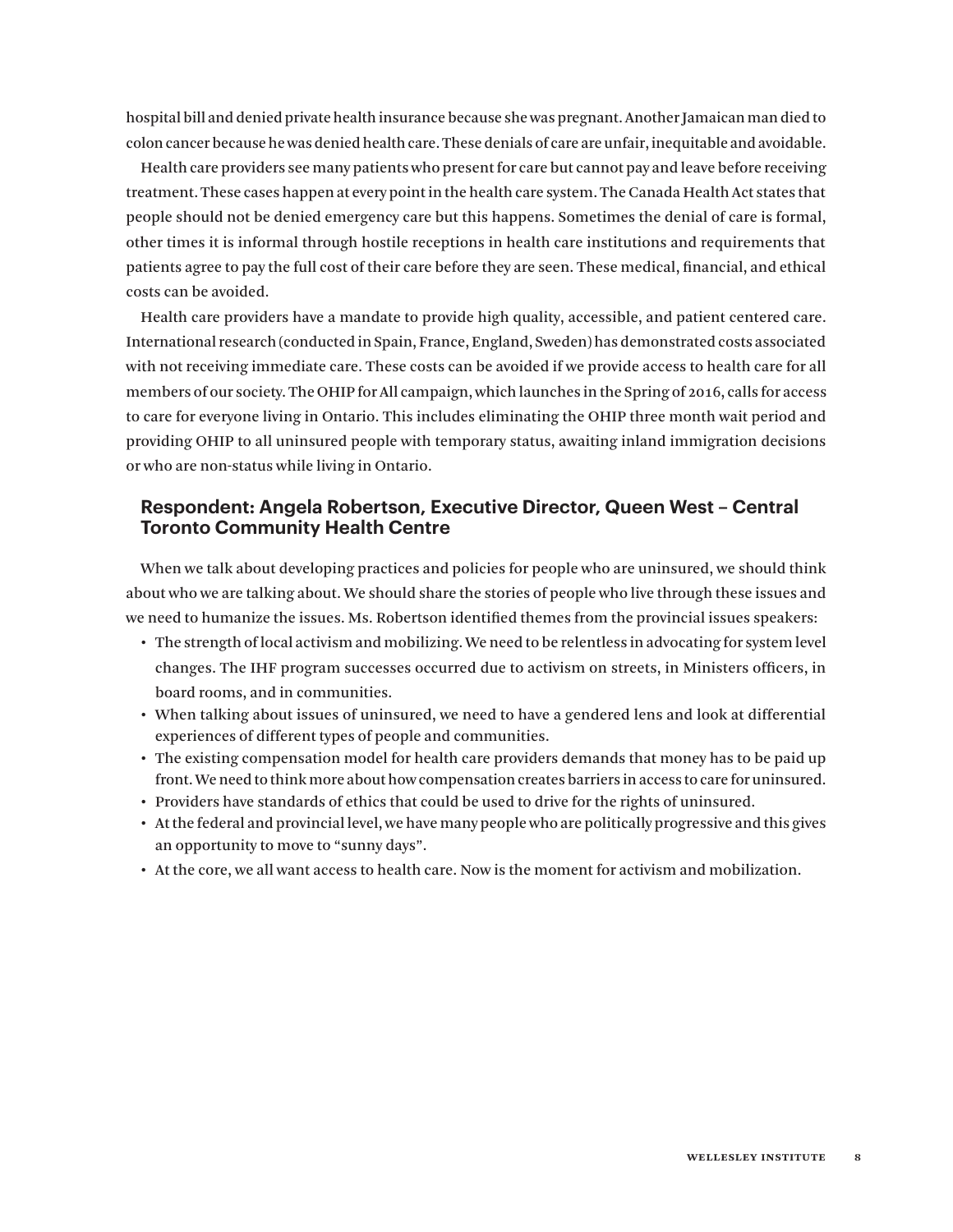hospital bill and denied private health insurance because she was pregnant. Another Jamaican man died to colon cancer because he was denied health care. These denials of care are unfair, inequitable and avoidable.

Health care providers see many patients who present for care but cannot pay and leave before receiving treatment. These cases happen at every point in the health care system. The Canada Health Act states that people should not be denied emergency care but this happens. Sometimes the denial of care is formal, other times it is informal through hostile receptions in health care institutions and requirements that patients agree to pay the full cost of their care before they are seen. These medical, financial, and ethical costs can be avoided.

Health care providers have a mandate to provide high quality, accessible, and patient centered care. International research (conducted in Spain, France, England, Sweden) has demonstrated costs associated with not receiving immediate care. These costs can be avoided if we provide access to health care for all members of our society. The OHIP for All campaign, which launches in the Spring of 2016, calls for access to care for everyone living in Ontario. This includes eliminating the OHIP three month wait period and providing OHIP to all uninsured people with temporary status, awaiting inland immigration decisions or who are non-status while living in Ontario.

### Respondent: Angela Robertson, Executive Director, Queen West – Central Toronto Community Health Centre

When we talk about developing practices and policies for people who are uninsured, we should think about who we are talking about. We should share the stories of people who live through these issues and we need to humanize the issues. Ms. Robertson identified themes from the provincial issues speakers:

- The strength of local activism and mobilizing. We need to be relentless in advocating for system level changes. The IHF program successes occurred due to activism on streets, in Ministers officers, in board rooms, and in communities.
- When talking about issues of uninsured, we need to have a gendered lens and look at differential experiences of different types of people and communities.
- The existing compensation model for health care providers demands that money has to be paid up front. We need to think more about how compensation creates barriers in access to care for uninsured.
- Providers have standards of ethics that could be used to drive for the rights of uninsured.
- At the federal and provincial level, we have many people who are politically progressive and this gives an opportunity to move to "sunny days".
- At the core, we all want access to health care. Now is the moment for activism and mobilization.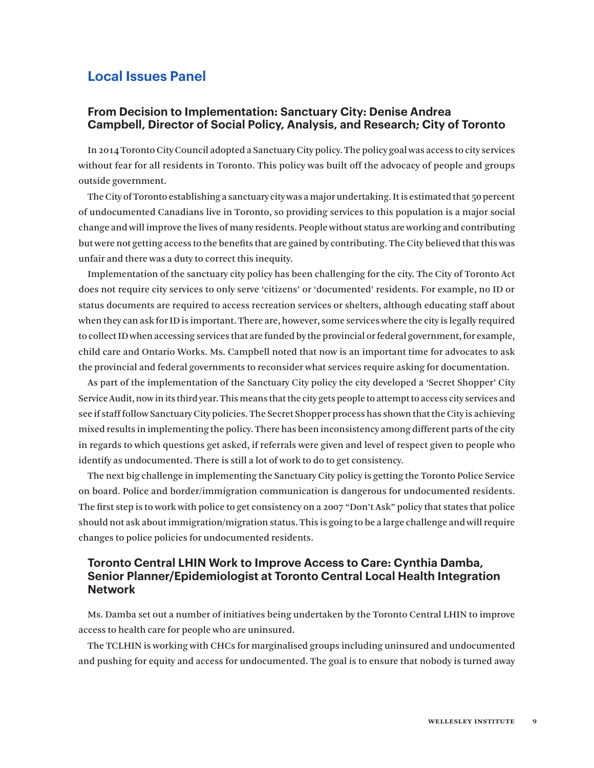## Local Issues Panel

### From Decision to Implementation: Sanctuary City: Denise Andrea Campbell, Director of Social Policy, Analysis, and Research; City of Toronto

In 2014 Toronto City Council adopted a Sanctuary City policy. The policy goal was access to city services without fear for all residents in Toronto. This policy was built off the advocacy of people and groups outside government.

The City of Toronto establishing a sanctuary city was a major undertaking. It is estimated that 50 percent of undocumented Canadians live in Toronto, so providing services to this population is a major social change and will improve the lives of many residents. People without status are working and contributing but were not getting access to the benefits that are gained by contributing. The City believed that this was unfair and there was a duty to correct this inequity.

Implementation of the sanctuary city policy has been challenging for the city. The City of Toronto Act does not require city services to only serve 'citizens' or 'documented' residents. For example, no ID or status documents are required to access recreation services or shelters, although educating staff about when they can ask for ID is important. There are, however, some services where the city is legally required to collect ID when accessing services that are funded by the provincial or federal government, for example, child care and Ontario Works. Ms. Campbell noted that now is an important time for advocates to ask the provincial and federal governments to reconsider what services require asking for documentation.

As part of the implementation of the Sanctuary City policy the city developed a 'Secret Shopper' City Service Audit, now in its third year. This means that the city gets people to attempt to access city services and see if staff follow Sanctuary City policies. The Secret Shopper process has shown that the City is achieving mixed results in implementing the policy. There has been inconsistency among different parts of the city in regards to which questions get asked, if referrals were given and level of respect given to people who identify as undocumented. There is still a lot of work to do to get consistency.

The next big challenge in implementing the Sanctuary City policy is getting the Toronto Police Service on board. Police and border/immigration communication is dangerous for undocumented residents. The first step is to work with police to get consistency on a 2007 "Don't Ask" policy that states that police should not ask about immigration/migration status. This is going to be a large challenge and will require changes to police policies for undocumented residents.

### Toronto Central LHIN Work to Improve Access to Care: Cynthia Damba, Senior Planner/Epidemiologist at Toronto Central Local Health Integration Network

Ms. Damba set out a number of initiatives being undertaken by the Toronto Central LHIN to improve access to health care for people who are uninsured.

The TCLHIN is working with CHCs for marginalised groups including uninsured and undocumented and pushing for equity and access for undocumented. The goal is to ensure that nobody is turned away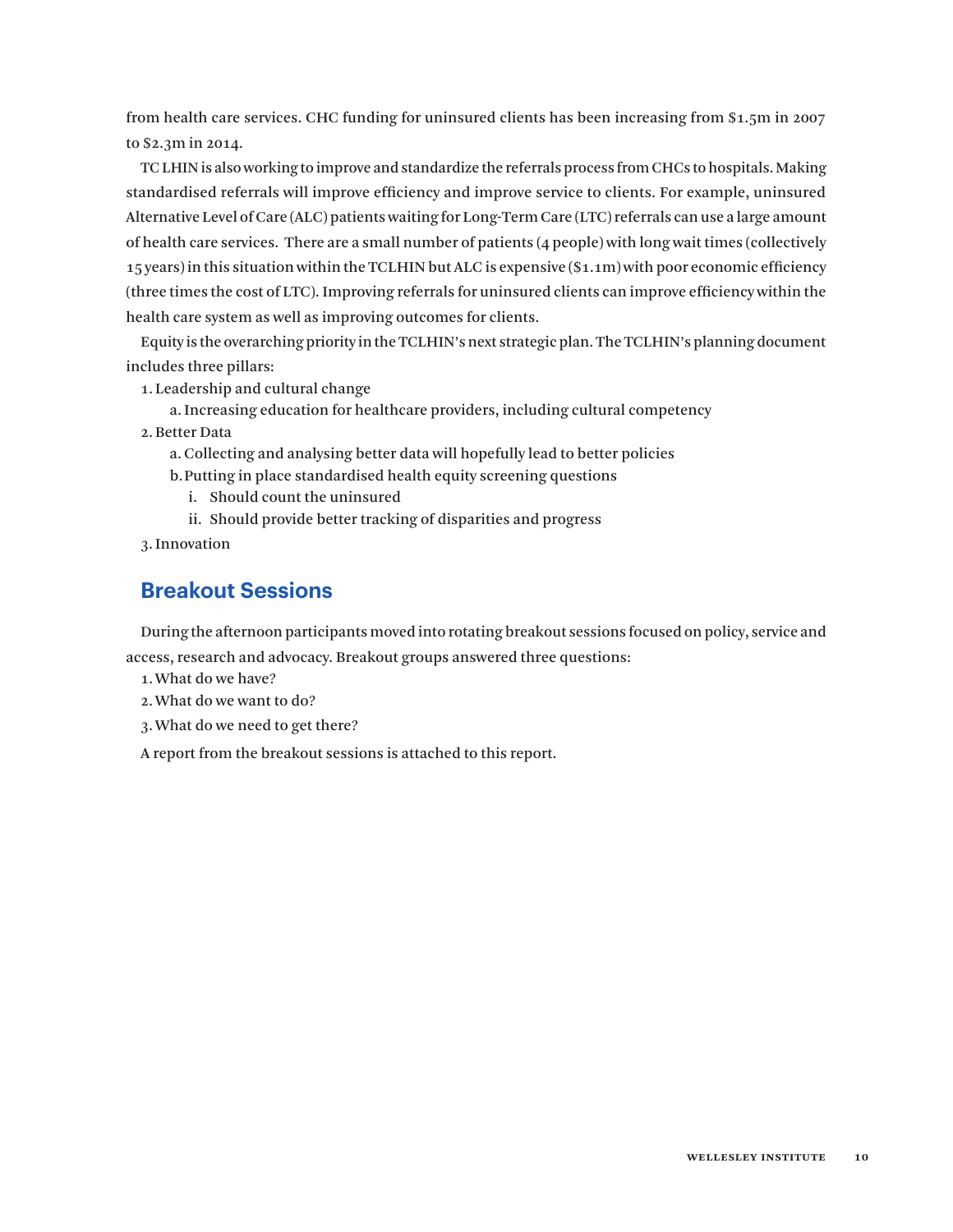from health care services. CHC funding for uninsured clients has been increasing from $1.5m in 2007 to $2.3m in 2014.

TC LHIN is also working to improve and standardize the referrals process from CHCs to hospitals. Making standardised referrals will improve efficiency and improve service to clients. For example, uninsured Alternative Level of Care (ALC) patients waiting for Long-Term Care (LTC) referrals can use a large amount of health care services. There are a small number of patients (4 people) with long wait times (collectively 15 years) in this situation within the TCLHIN but ALC is expensive ($1.1m) with poor economic efficiency (three times the cost of LTC). Improving referrals for uninsured clients can improve efficiency within the health care system as well as improving outcomes for clients.

Equity is the overarching priority in the TCLHIN's next strategic plan. The TCLHIN's planning document includes three pillars:

1. Leadership and cultural change
   a. Increasing education for healthcare providers, including cultural competency
2. Better Data
   a. Collecting and analysing better data will hopefully lead to better policies
   b. Putting in place standardised health equity screening questions
      i. Should count the uninsured
      ii. Should provide better tracking of disparities and progress
3. Innovation

## Breakout Sessions

During the afternoon participants moved into rotating breakout sessions focused on policy, service and access, research and advocacy. Breakout groups answered three questions:

1. What do we have?
2. What do we want to do?
3. What do we need to get there?

A report from the breakout sessions is attached to this report.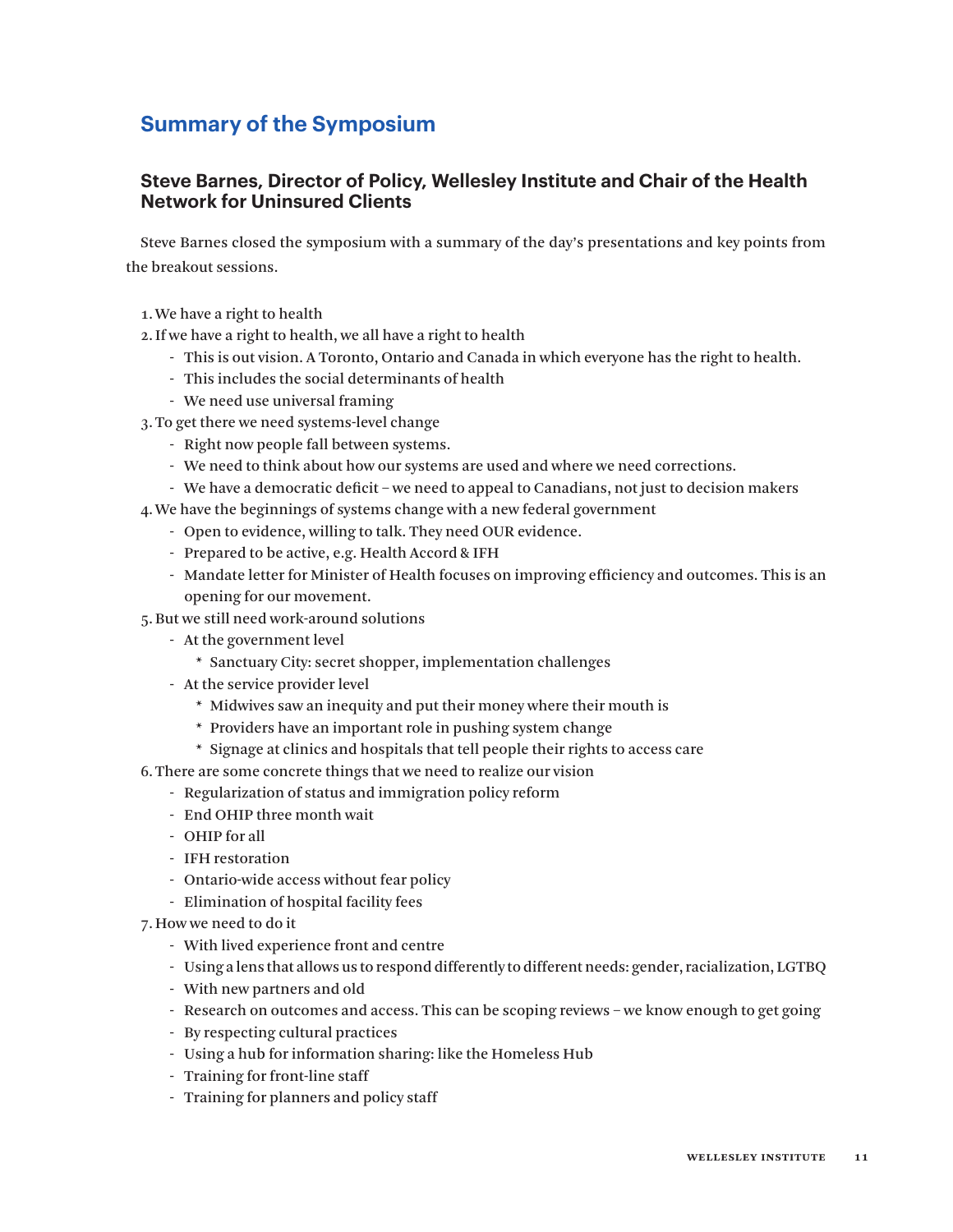## Summary of the Symposium

### Steve Barnes, Director of Policy, Wellesley Institute and Chair of the Health Network for Uninsured Clients

Steve Barnes closed the symposium with a summary of the day's presentations and key points from the breakout sessions.

1. We have a right to health
2. If we have a right to health, we all have a right to health
   - This is out vision. A Toronto, Ontario and Canada in which everyone has the right to health.
   - This includes the social determinants of health
   - We need use universal framing
3. To get there we need systems-level change
   - Right now people fall between systems.
   - We need to think about how our systems are used and where we need corrections.
   - We have a democratic deficit – we need to appeal to Canadians, not just to decision makers
4. We have the beginnings of systems change with a new federal government
   - Open to evidence, willing to talk. They need OUR evidence.
   - Prepared to be active, e.g. Health Accord & IFH
   - Mandate letter for Minister of Health focuses on improving efficiency and outcomes. This is an opening for our movement.
5. But we still need work-around solutions
   - At the government level
     * Sanctuary City: secret shopper, implementation challenges
   - At the service provider level
     * Midwives saw an inequity and put their money where their mouth is
     * Providers have an important role in pushing system change
     * Signage at clinics and hospitals that tell people their rights to access care
6. There are some concrete things that we need to realize our vision
   - Regularization of status and immigration policy reform
   - End OHIP three month wait
   - OHIP for all
   - IFH restoration
   - Ontario-wide access without fear policy
   - Elimination of hospital facility fees
7. How we need to do it
   - With lived experience front and centre
   - Using a lens that allows us to respond differently to different needs: gender, racialization, LGTBQ
   - With new partners and old
   - Research on outcomes and access. This can be scoping reviews – we know enough to get going
   - By respecting cultural practices
   - Using a hub for information sharing: like the Homeless Hub
   - Training for front-line staff
   - Training for planners and policy staff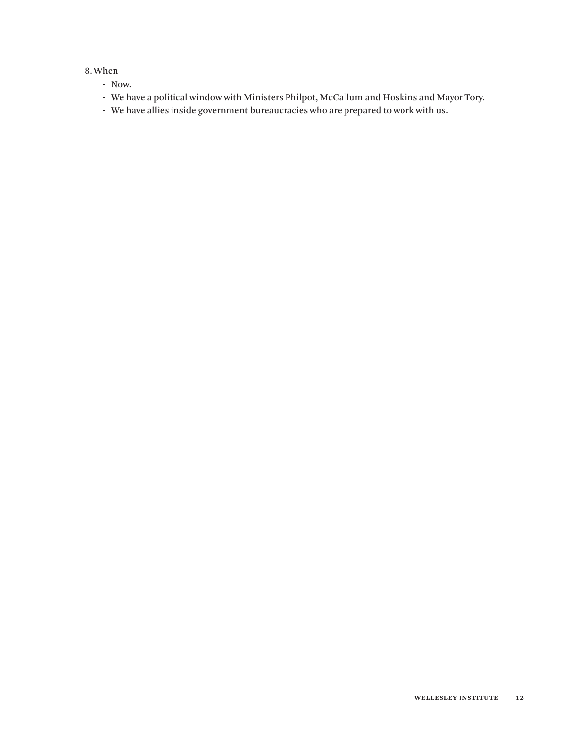8. When
    - Now.
    - We have a political window with Ministers Philpot, McCallum and Hoskins and Mayor Tory.
    - We have allies inside government bureaucracies who are prepared to work with us.